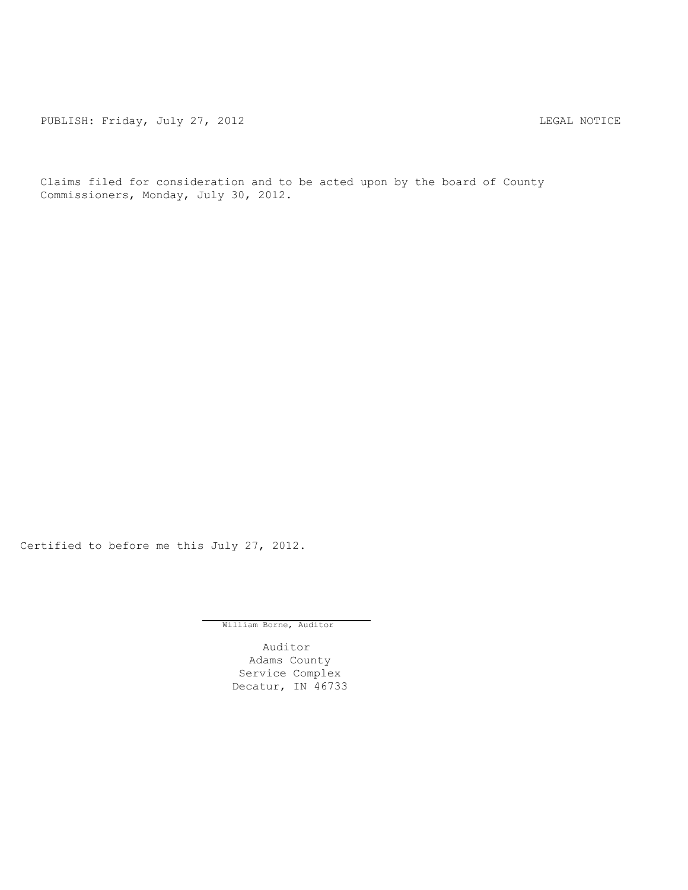PUBLISH: Friday, July 27, 2012 LEGAL NOTICE

Claims filed for consideration and to be acted upon by the board of County Commissioners, Monday, July 30, 2012.

Certified to before me this July 27, 2012.

William Borne, Auditor

Auditor
Adams County
Service Complex
Decatur, IN 46733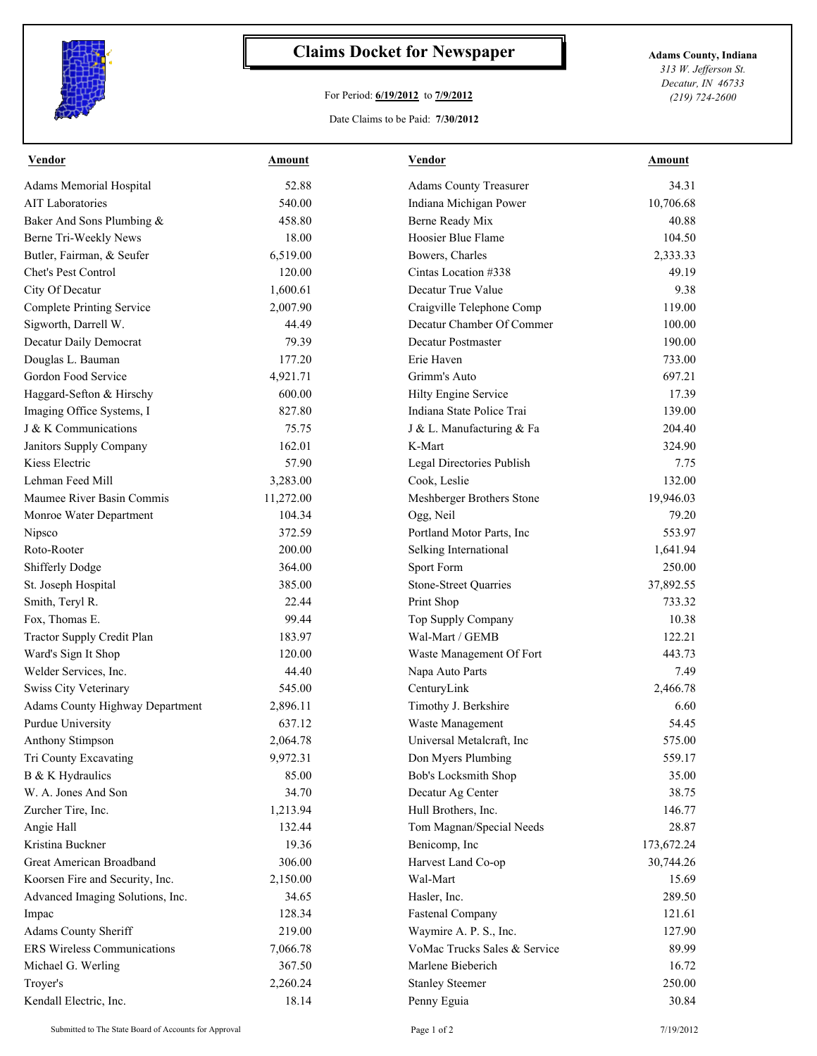# Claims Docket for Newspaper

For Period: **6/19/2012** to **7/9/2012**

Date Claims to be Paid: **7/30/2012**

**Adams County, Indiana**
*313 W. Jefferson St.*
*Decatur, IN 46733*
*(219) 724-2600*

| Vendor | Amount | Vendor | Amount |
|---|---|---|---|
| Adams Memorial Hospital | 52.88 | Adams County Treasurer | 34.31 |
| AIT Laboratories | 540.00 | Indiana Michigan Power | 10,706.68 |
| Baker And Sons Plumbing & | 458.80 | Berne Ready Mix | 40.88 |
| Berne Tri-Weekly News | 18.00 | Hoosier Blue Flame | 104.50 |
| Butler, Fairman, & Seufer | 6,519.00 | Bowers, Charles | 2,333.33 |
| Chet's Pest Control | 120.00 | Cintas Location #338 | 49.19 |
| City Of Decatur | 1,600.61 | Decatur True Value | 9.38 |
| Complete Printing Service | 2,007.90 | Craigville Telephone Comp | 119.00 |
| Sigworth, Darrell W. | 44.49 | Decatur Chamber Of Commer | 100.00 |
| Decatur Daily Democrat | 79.39 | Decatur Postmaster | 190.00 |
| Douglas L. Bauman | 177.20 | Erie Haven | 733.00 |
| Gordon Food Service | 4,921.71 | Grimm's Auto | 697.21 |
| Haggard-Sefton & Hirschy | 600.00 | Hilty Engine Service | 17.39 |
| Imaging Office Systems, I | 827.80 | Indiana State Police Trai | 139.00 |
| J & K Communications | 75.75 | J & L. Manufacturing & Fa | 204.40 |
| Janitors Supply Company | 162.01 | K-Mart | 324.90 |
| Kiess Electric | 57.90 | Legal Directories Publish | 7.75 |
| Lehman Feed Mill | 3,283.00 | Cook, Leslie | 132.00 |
| Maumee River Basin Commis | 11,272.00 | Meshberger Brothers Stone | 19,946.03 |
| Monroe Water Department | 104.34 | Ogg, Neil | 79.20 |
| Nipsco | 372.59 | Portland Motor Parts, Inc | 553.97 |
| Roto-Rooter | 200.00 | Selking International | 1,641.94 |
| Shifferly Dodge | 364.00 | Sport Form | 250.00 |
| St. Joseph Hospital | 385.00 | Stone-Street Quarries | 37,892.55 |
| Smith, Teryl R. | 22.44 | Print Shop | 733.32 |
| Fox, Thomas E. | 99.44 | Top Supply Company | 10.38 |
| Tractor Supply Credit Plan | 183.97 | Wal-Mart / GEMB | 122.21 |
| Ward's Sign It Shop | 120.00 | Waste Management Of Fort | 443.73 |
| Welder Services, Inc. | 44.40 | Napa Auto Parts | 7.49 |
| Swiss City Veterinary | 545.00 | CenturyLink | 2,466.78 |
| Adams County Highway Department | 2,896.11 | Timothy J. Berkshire | 6.60 |
| Purdue University | 637.12 | Waste Management | 54.45 |
| Anthony Stimpson | 2,064.78 | Universal Metalcraft, Inc | 575.00 |
| Tri County Excavating | 9,972.31 | Don Myers Plumbing | 559.17 |
| B & K Hydraulics | 85.00 | Bob's Locksmith Shop | 35.00 |
| W. A. Jones And Son | 34.70 | Decatur Ag Center | 38.75 |
| Zurcher Tire, Inc. | 1,213.94 | Hull Brothers, Inc. | 146.77 |
| Angie Hall | 132.44 | Tom Magnan/Special Needs | 28.87 |
| Kristina Buckner | 19.36 | Benicomp, Inc | 173,672.24 |
| Great American Broadband | 306.00 | Harvest Land Co-op | 30,744.26 |
| Koorsen Fire and Security, Inc. | 2,150.00 | Wal-Mart | 15.69 |
| Advanced Imaging Solutions, Inc. | 34.65 | Hasler, Inc. | 289.50 |
| Impac | 128.34 | Fastenal Company | 121.61 |
| Adams County Sheriff | 219.00 | Waymire A. P. S., Inc. | 127.90 |
| ERS Wireless Communications | 7,066.78 | VoMac Trucks Sales & Service | 89.99 |
| Michael G. Werling | 367.50 | Marlene Bieberich | 16.72 |
| Troyer's | 2,260.24 | Stanley Steemer | 250.00 |
| Kendall Electric, Inc. | 18.14 | Penny Eguia | 30.84 |

Submitted to The State Board of Accounts for Approval — 7/19/2012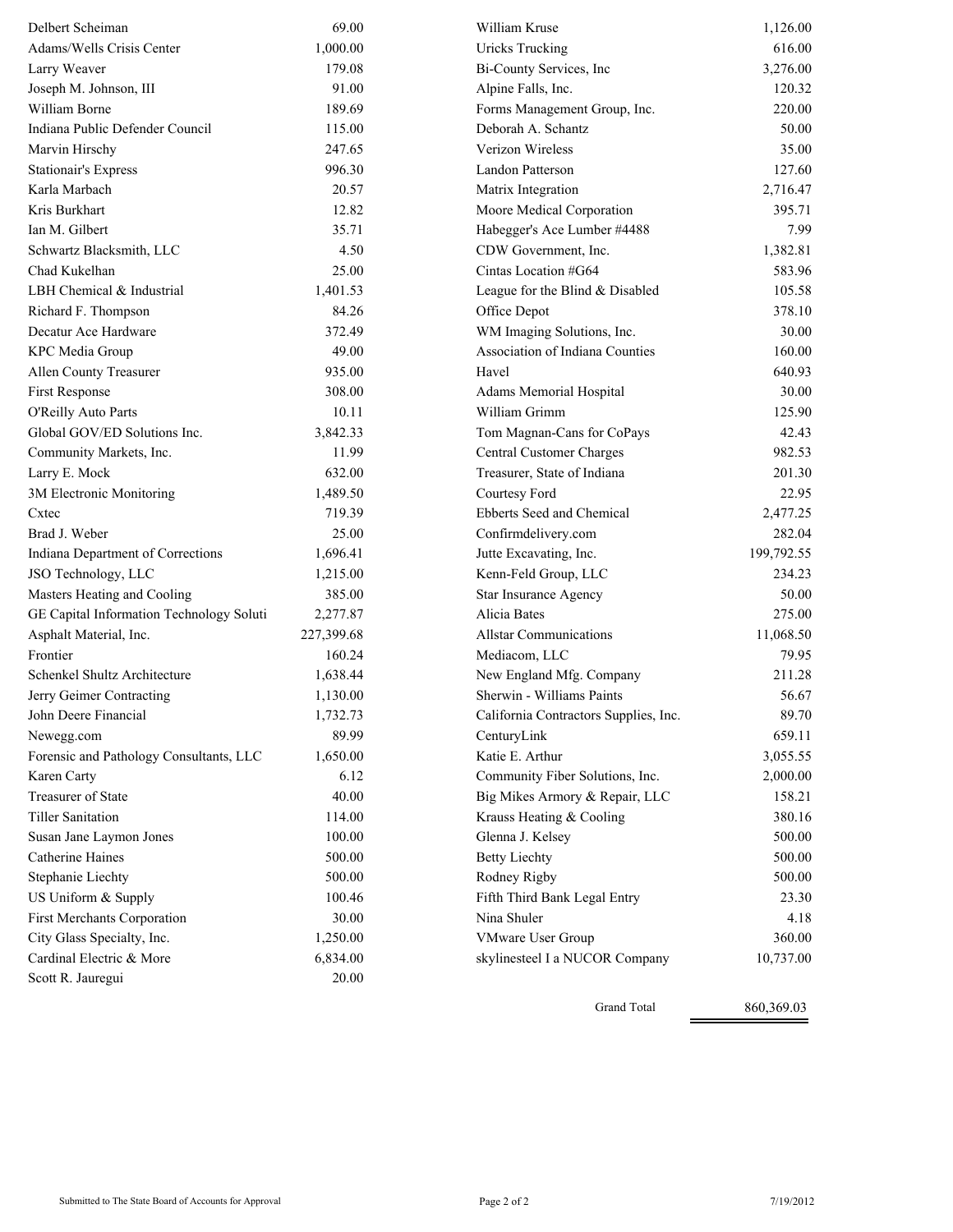| | | | |
|---|---|---|---|
| Delbert Scheiman | 69.00 | William Kruse | 1,126.00 |
| Adams/Wells Crisis Center | 1,000.00 | Uricks Trucking | 616.00 |
| Larry Weaver | 179.08 | Bi-County Services, Inc | 3,276.00 |
| Joseph M. Johnson, III | 91.00 | Alpine Falls, Inc. | 120.32 |
| William Borne | 189.69 | Forms Management Group, Inc. | 220.00 |
| Indiana Public Defender Council | 115.00 | Deborah A. Schantz | 50.00 |
| Marvin Hirschy | 247.65 | Verizon Wireless | 35.00 |
| Stationair's Express | 996.30 | Landon Patterson | 127.60 |
| Karla Marbach | 20.57 | Matrix Integration | 2,716.47 |
| Kris Burkhart | 12.82 | Moore Medical Corporation | 395.71 |
| Ian M. Gilbert | 35.71 | Habegger's Ace Lumber #4488 | 7.99 |
| Schwartz Blacksmith, LLC | 4.50 | CDW Government, Inc. | 1,382.81 |
| Chad Kukelhan | 25.00 | Cintas Location #G64 | 583.96 |
| LBH Chemical & Industrial | 1,401.53 | League for the Blind & Disabled | 105.58 |
| Richard F. Thompson | 84.26 | Office Depot | 378.10 |
| Decatur Ace Hardware | 372.49 | WM Imaging Solutions, Inc. | 30.00 |
| KPC Media Group | 49.00 | Association of Indiana Counties | 160.00 |
| Allen County Treasurer | 935.00 | Havel | 640.93 |
| First Response | 308.00 | Adams Memorial Hospital | 30.00 |
| O'Reilly Auto Parts | 10.11 | William Grimm | 125.90 |
| Global GOV/ED Solutions Inc. | 3,842.33 | Tom Magnan-Cans for CoPays | 42.43 |
| Community Markets, Inc. | 11.99 | Central Customer Charges | 982.53 |
| Larry E. Mock | 632.00 | Treasurer, State of Indiana | 201.30 |
| 3M Electronic Monitoring | 1,489.50 | Courtesy Ford | 22.95 |
| Cxtec | 719.39 | Ebberts Seed and Chemical | 2,477.25 |
| Brad J. Weber | 25.00 | Confirmdelivery.com | 282.04 |
| Indiana Department of Corrections | 1,696.41 | Jutte Excavating, Inc. | 199,792.55 |
| JSO Technology, LLC | 1,215.00 | Kenn-Feld Group, LLC | 234.23 |
| Masters Heating and Cooling | 385.00 | Star Insurance Agency | 50.00 |
| GE Capital Information Technology Soluti | 2,277.87 | Alicia Bates | 275.00 |
| Asphalt Material, Inc. | 227,399.68 | Allstar Communications | 11,068.50 |
| Frontier | 160.24 | Mediacom, LLC | 79.95 |
| Schenkel Shultz Architecture | 1,638.44 | New England Mfg. Company | 211.28 |
| Jerry Geimer Contracting | 1,130.00 | Sherwin - Williams Paints | 56.67 |
| John Deere Financial | 1,732.73 | California Contractors Supplies, Inc. | 89.70 |
| Newegg.com | 89.99 | CenturyLink | 659.11 |
| Forensic and Pathology Consultants, LLC | 1,650.00 | Katie E. Arthur | 3,055.55 |
| Karen Carty | 6.12 | Community Fiber Solutions, Inc. | 2,000.00 |
| Treasurer of State | 40.00 | Big Mikes Armory & Repair, LLC | 158.21 |
| Tiller Sanitation | 114.00 | Krauss Heating & Cooling | 380.16 |
| Susan Jane Laymon Jones | 100.00 | Glenna J. Kelsey | 500.00 |
| Catherine Haines | 500.00 | Betty Liechty | 500.00 |
| Stephanie Liechty | 500.00 | Rodney Rigby | 500.00 |
| US Uniform & Supply | 100.46 | Fifth Third Bank Legal Entry | 23.30 |
| First Merchants Corporation | 30.00 | Nina Shuler | 4.18 |
| City Glass Specialty, Inc. | 1,250.00 | VMware User Group | 360.00 |
| Cardinal Electric & More | 6,834.00 | skylinesteel I a NUCOR Company | 10,737.00 |
| Scott R. Jauregui | 20.00 | | |
| | | Grand Total | 860,369.03 |

Submitted to The State Board of Accounts for Approval

7/19/2012